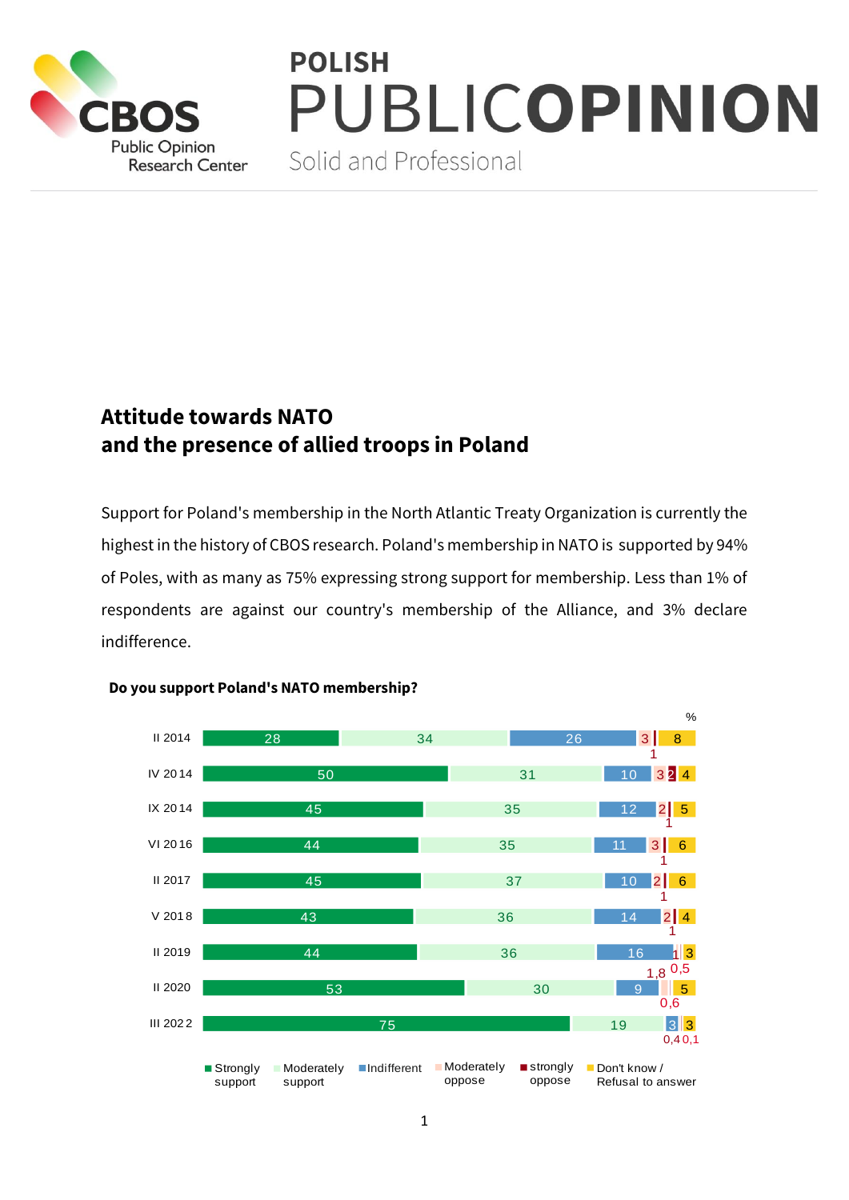# Attitude towards NATO and the presence of allied troops in Poland

Support for Poland's membership in the North Atlantic Treaty Organization is currently the highest in the history of CBOS research. Poland's membership in NATO is supported by 94% of Poles, with as many as 75% expressing strong support for membership. Less than 1% of respondents are against our country's membership of the Alliance, and 3% declare indifference.

**Do you support Poland's NATO membership?**

%

| | Strongly support | Moderately support | Indifferent | Moderately oppose | strongly oppose | Don't know / Refusal to answer |
|---|---|---|---|---|---|---|
| II 2014 | 28 | 34 | 26 | 3 | 1 | 8 |
| IV 2014 | 50 | 31 | 10 | 3 | 2 | 4 |
| IX 2014 | 45 | 35 | 12 | 2 | 1 | 5 |
| VI 2016 | 44 | 35 | 11 | 3 | 1 | 6 |
| II 2017 | 45 | 37 | 10 | 2 | 1 | 6 |
| V 2018 | 43 | 36 | 14 | 2 | 1 | 4 |
| II 2019 | 44 | 36 | 16 | 1 | 0,5 | 3 |
| II 2020 | 53 | 30 | 9 | 1,8 | 0,6 | 5 |
| III 2022 | 75 | 19 | 3 | 0,4 | 0,1 | 3 |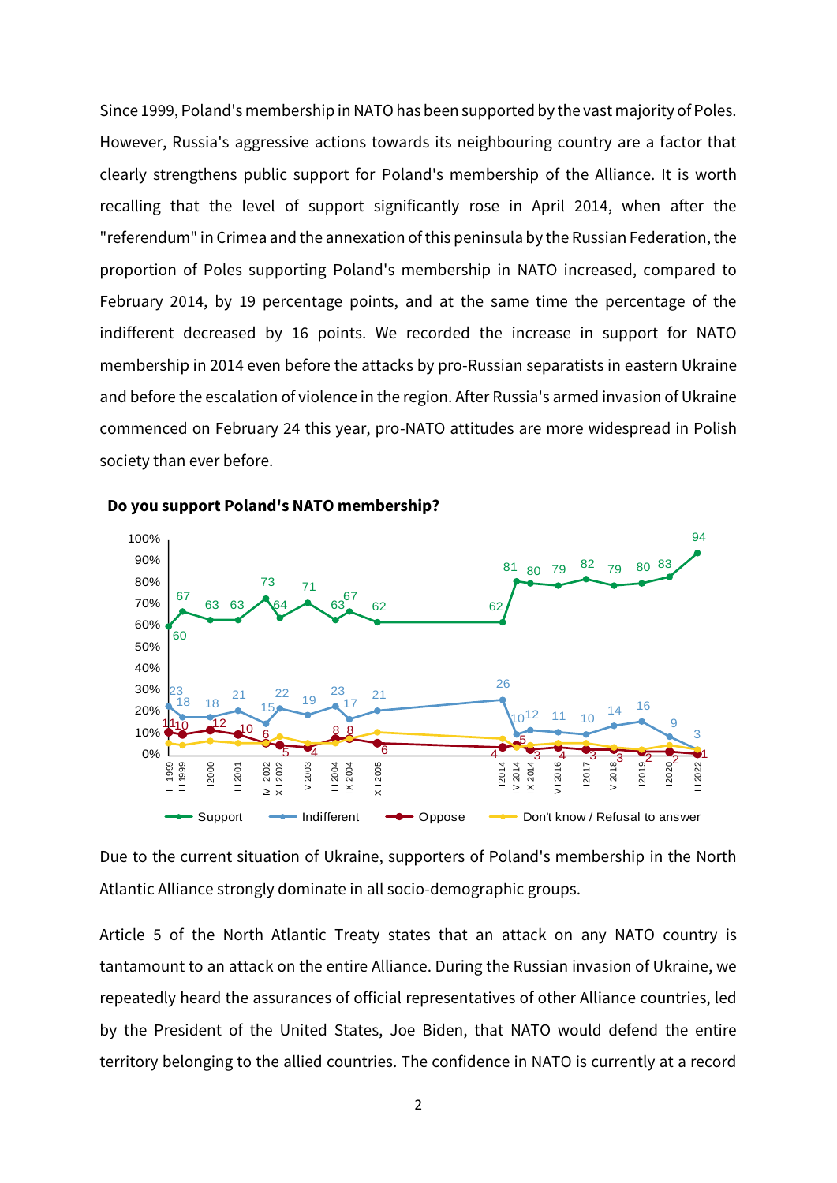Since 1999, Poland's membership in NATO has been supported by the vast majority of Poles. However, Russia's aggressive actions towards its neighbouring country are a factor that clearly strengthens public support for Poland's membership of the Alliance. It is worth recalling that the level of support significantly rose in April 2014, when after the "referendum" in Crimea and the annexation of this peninsula by the Russian Federation, the proportion of Poles supporting Poland's membership in NATO increased, compared to February 2014, by 19 percentage points, and at the same time the percentage of the indifferent decreased by 16 points. We recorded the increase in support for NATO membership in 2014 even before the attacks by pro-Russian separatists in eastern Ukraine and before the escalation of violence in the region. After Russia's armed invasion of Ukraine commenced on February 24 this year, pro-NATO attitudes are more widespread in Polish society than ever before.

**Do you support Poland's NATO membership?**

| | II 1999 | III 1999 | I 2000 | III 2001 | IV 2002 | XII 2002 | V 2003 | III 2004 | IX 2004 | XII 2005 | II 2014 | IV 2014 | IX 2014 | VI 2016 | II 2017 | V 2018 | II 2019 | II 2020 | III 2022 |
|---|---|---|---|---|---|---|---|---|---|---|---|---|---|---|---|---|---|---|---|
| Support | 60 | 67 | 63 | 63 | 73 | 64 | 71 | 63 | 67 | 62 | 62 | 81 | 80 | 79 | 82 | 79 | 80 | 83 | 94 |
| Indifferent | 23 | 18 | 18 | 21 | 15 | 22 | 19 | 23 | 17 | 21 | 26 | 10 | 12 | 11 | 10 | 14 | 16 | 9 | 3 |
| Oppose | 11 | 10 | 12 | 10 | 6 | 5 | 4 | 8 | 8 | 6 | 4 | 5 | 3 | 4 | 3 | 3 | 2 | 2 | 1 |

Legend: Support, Indifferent, Oppose, Don't know / Refusal to answer

Due to the current situation of Ukraine, supporters of Poland's membership in the North Atlantic Alliance strongly dominate in all socio-demographic groups.

Article 5 of the North Atlantic Treaty states that an attack on any NATO country is tantamount to an attack on the entire Alliance. During the Russian invasion of Ukraine, we repeatedly heard the assurances of official representatives of other Alliance countries, led by the President of the United States, Joe Biden, that NATO would defend the entire territory belonging to the allied countries. The confidence in NATO is currently at a record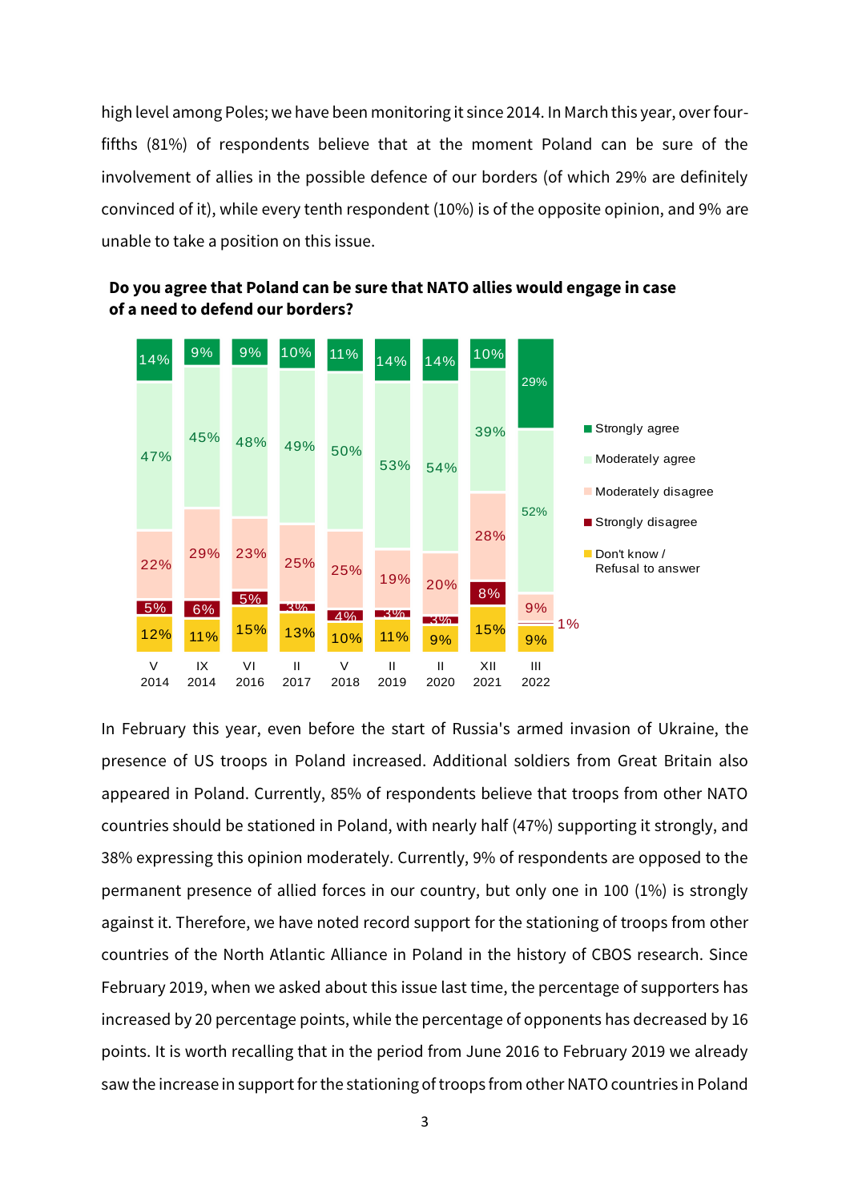high level among Poles; we have been monitoring it since 2014. In March this year, over four-fifths (81%) of respondents believe that at the moment Poland can be sure of the involvement of allies in the possible defence of our borders (of which 29% are definitely convinced of it), while every tenth respondent (10%) is of the opposite opinion, and 9% are unable to take a position on this issue.

**Do you agree that Poland can be sure that NATO allies would engage in case of a need to defend our borders?**

| | V 2014 | IX 2014 | VI 2016 | II 2017 | V 2018 | II 2019 | II 2020 | XII 2021 | III 2022 |
|---|---|---|---|---|---|---|---|---|---|
| Strongly agree | 14% | 9% | 9% | 10% | 11% | 14% | 14% | 10% | 29% |
| Moderately agree | 47% | 45% | 48% | 49% | 50% | 53% | 54% | 39% | 52% |
| Moderately disagree | 22% | 29% | 23% | 25% | 25% | 19% | 20% | 28% | 9% |
| Strongly disagree | 5% | 6% | 5% | 3% | 4% | 3% | 3% | 8% | 1% |
| Don't know / Refusal to answer | 12% | 11% | 15% | 13% | 10% | 11% | 9% | 15% | 9% |

In February this year, even before the start of Russia's armed invasion of Ukraine, the presence of US troops in Poland increased. Additional soldiers from Great Britain also appeared in Poland. Currently, 85% of respondents believe that troops from other NATO countries should be stationed in Poland, with nearly half (47%) supporting it strongly, and 38% expressing this opinion moderately. Currently, 9% of respondents are opposed to the permanent presence of allied forces in our country, but only one in 100 (1%) is strongly against it. Therefore, we have noted record support for the stationing of troops from other countries of the North Atlantic Alliance in Poland in the history of CBOS research. Since February 2019, when we asked about this issue last time, the percentage of supporters has increased by 20 percentage points, while the percentage of opponents has decreased by 16 points. It is worth recalling that in the period from June 2016 to February 2019 we already saw the increase in support for the stationing of troops from other NATO countries in Poland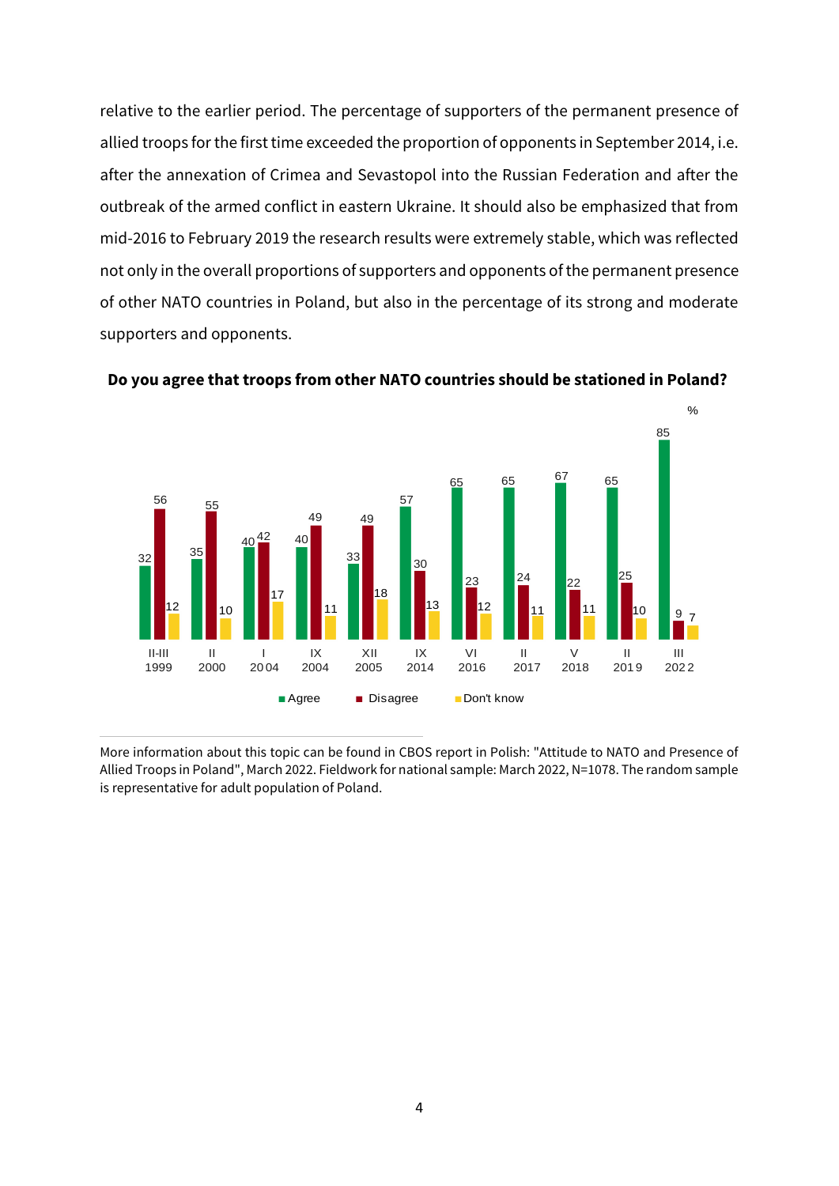relative to the earlier period. The percentage of supporters of the permanent presence of allied troops for the first time exceeded the proportion of opponents in September 2014, i.e. after the annexation of Crimea and Sevastopol into the Russian Federation and after the outbreak of the armed conflict in eastern Ukraine. It should also be emphasized that from mid-2016 to February 2019 the research results were extremely stable, which was reflected not only in the overall proportions of supporters and opponents of the permanent presence of other NATO countries in Poland, but also in the percentage of its strong and moderate supporters and opponents.

**Do you agree that troops from other NATO countries should be stationed in Poland?**

%

II-III 1999: 32, 56, 12
II 2000: 35, 55, 10
I 2004: 40, 42, 17
IX 2004: 40, 49, 11
XII 2005: 33, 49, 18
IX 2014: 57, 30, 13
VI 2016: 65, 23, 12
II 2017: 65, 24, 11
V 2018: 67, 22, 11
II 2019: 65, 25, 10
III 2022: 85, 9, 7

Agree · Disagree · Don't know

---

More information about this topic can be found in CBOS report in Polish: "Attitude to NATO and Presence of Allied Troops in Poland", March 2022. Fieldwork for national sample: March 2022, N=1078. The random sample is representative for adult population of Poland.